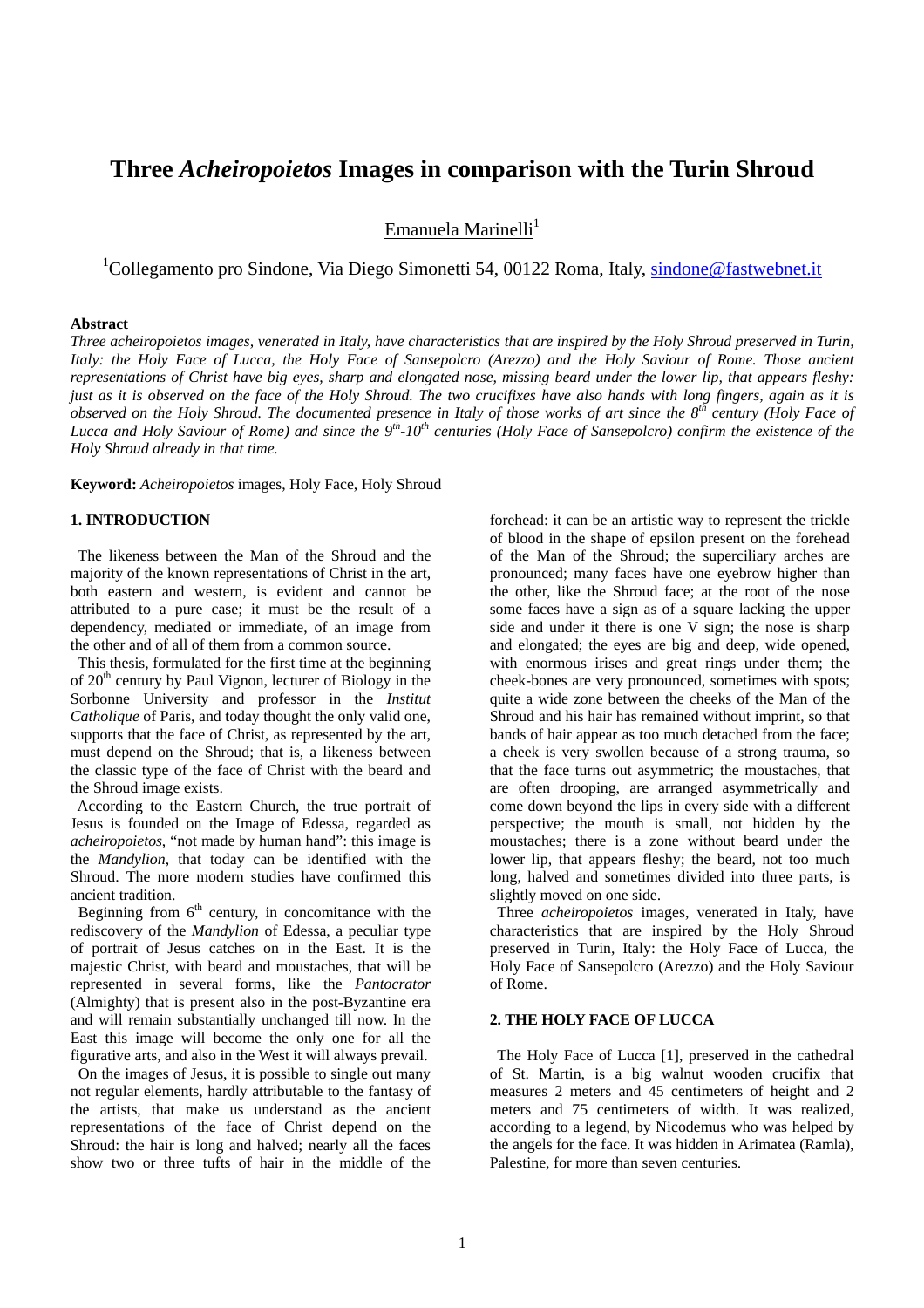# Three *Acheiropoietos* Images in comparison with the Turin Shroud

Emanuela Marinelli[1]

[1]Collegamento pro Sindone, Via Diego Simonetti 54, 00122 Roma, Italy, sindone@fastwebnet.it

**Abstract**

*Three acheiropoietos images, venerated in Italy, have characteristics that are inspired by the Holy Shroud preserved in Turin, Italy: the Holy Face of Lucca, the Holy Face of Sansepolcro (Arezzo) and the Holy Saviour of Rome. Those ancient representations of Christ have big eyes, sharp and elongated nose, missing beard under the lower lip, that appears fleshy: just as it is observed on the face of the Holy Shroud. The two crucifixes have also hands with long fingers, again as it is observed on the Holy Shroud. The documented presence in Italy of those works of art since the 8th century (Holy Face of Lucca and Holy Saviour of Rome) and since the 9th-10th centuries (Holy Face of Sansepolcro) confirm the existence of the Holy Shroud already in that time.*

**Keyword:** *Acheiropoietos* images, Holy Face, Holy Shroud

## 1. INTRODUCTION

The likeness between the Man of the Shroud and the majority of the known representations of Christ in the art, both eastern and western, is evident and cannot be attributed to a pure case; it must be the result of a dependency, mediated or immediate, of an image from the other and of all of them from a common source.

This thesis, formulated for the first time at the beginning of 20th century by Paul Vignon, lecturer of Biology in the Sorbonne University and professor in the *Institut Catholique* of Paris, and today thought the only valid one, supports that the face of Christ, as represented by the art, must depend on the Shroud; that is, a likeness between the classic type of the face of Christ with the beard and the Shroud image exists.

According to the Eastern Church, the true portrait of Jesus is founded on the Image of Edessa, regarded as *acheiropoietos*, "not made by human hand": this image is the *Mandylion*, that today can be identified with the Shroud. The more modern studies have confirmed this ancient tradition.

Beginning from 6th century, in concomitance with the rediscovery of the *Mandylion* of Edessa, a peculiar type of portrait of Jesus catches on in the East. It is the majestic Christ, with beard and moustaches, that will be represented in several forms, like the *Pantocrator* (Almighty) that is present also in the post-Byzantine era and will remain substantially unchanged till now. In the East this image will become the only one for all the figurative arts, and also in the West it will always prevail.

On the images of Jesus, it is possible to single out many not regular elements, hardly attributable to the fantasy of the artists, that make us understand as the ancient representations of the face of Christ depend on the Shroud: the hair is long and halved; nearly all the faces show two or three tufts of hair in the middle of the forehead: it can be an artistic way to represent the trickle of blood in the shape of epsilon present on the forehead of the Man of the Shroud; the superciliary arches are pronounced; many faces have one eyebrow higher than the other, like the Shroud face; at the root of the nose some faces have a sign as of a square lacking the upper side and under it there is one V sign; the nose is sharp and elongated; the eyes are big and deep, wide opened, with enormous irises and great rings under them; the cheek-bones are very pronounced, sometimes with spots; quite a wide zone between the cheeks of the Man of the Shroud and his hair has remained without imprint, so that bands of hair appear as too much detached from the face; a cheek is very swollen because of a strong trauma, so that the face turns out asymmetric; the moustaches, that are often drooping, are arranged asymmetrically and come down beyond the lips in every side with a different perspective; the mouth is small, not hidden by the moustaches; there is a zone without beard under the lower lip, that appears fleshy; the beard, not too much long, halved and sometimes divided into three parts, is slightly moved on one side.

Three *acheiropoietos* images, venerated in Italy, have characteristics that are inspired by the Holy Shroud preserved in Turin, Italy: the Holy Face of Lucca, the Holy Face of Sansepolcro (Arezzo) and the Holy Saviour of Rome.

## 2. THE HOLY FACE OF LUCCA

The Holy Face of Lucca [1], preserved in the cathedral of St. Martin, is a big walnut wooden crucifix that measures 2 meters and 45 centimeters of height and 2 meters and 75 centimeters of width. It was realized, according to a legend, by Nicodemus who was helped by the angels for the face. It was hidden in Arimatea (Ramla), Palestine, for more than seven centuries.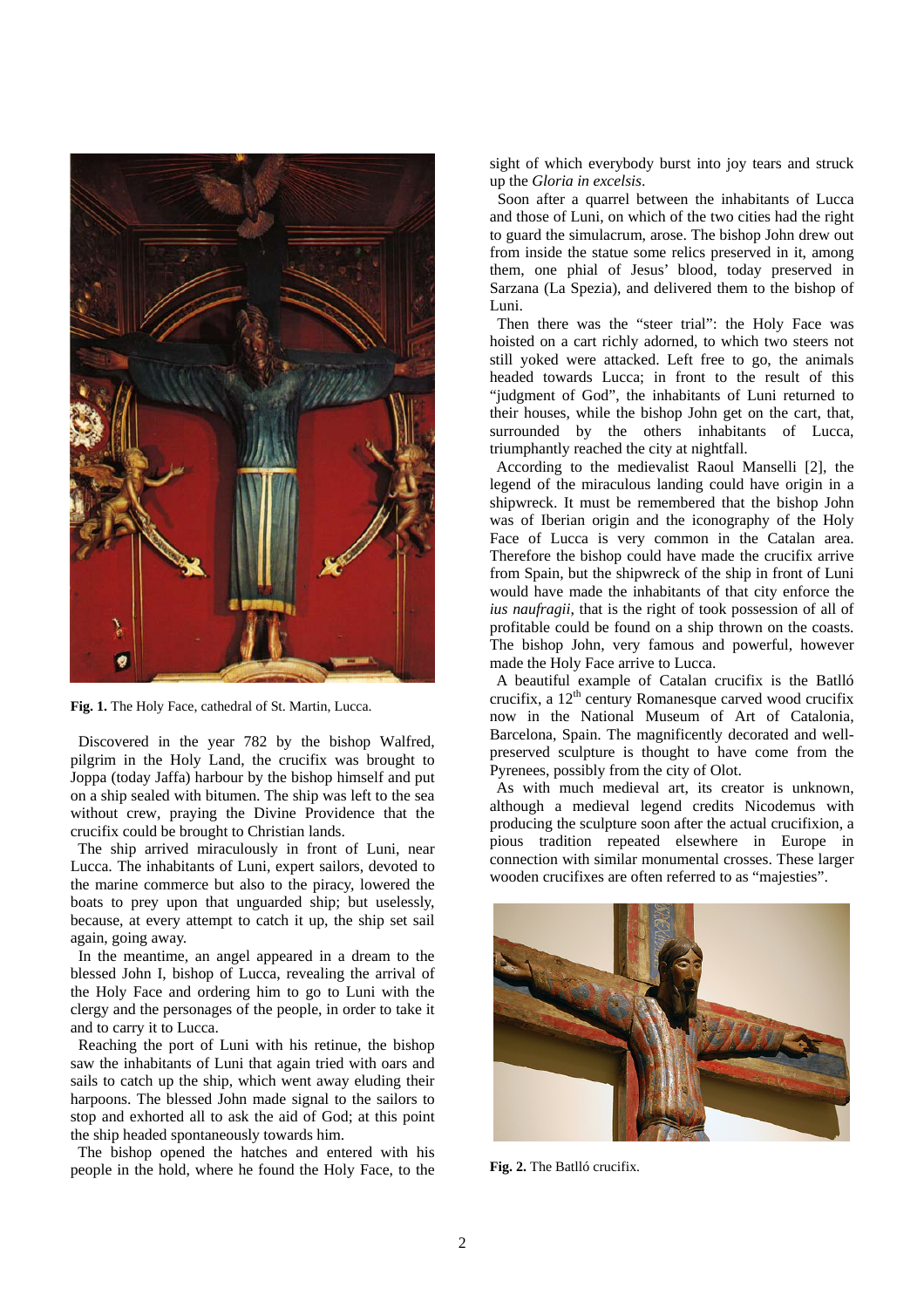Fig. 1. The Holy Face, cathedral of St. Martin, Lucca.

Discovered in the year 782 by the bishop Walfred, pilgrim in the Holy Land, the crucifix was brought to Joppa (today Jaffa) harbour by the bishop himself and put on a ship sealed with bitumen. The ship was left to the sea without crew, praying the Divine Providence that the crucifix could be brought to Christian lands.

The ship arrived miraculously in front of Luni, near Lucca. The inhabitants of Luni, expert sailors, devoted to the marine commerce but also to the piracy, lowered the boats to prey upon that unguarded ship; but uselessly, because, at every attempt to catch it up, the ship set sail again, going away.

In the meantime, an angel appeared in a dream to the blessed John I, bishop of Lucca, revealing the arrival of the Holy Face and ordering him to go to Luni with the clergy and the personages of the people, in order to take it and to carry it to Lucca.

Reaching the port of Luni with his retinue, the bishop saw the inhabitants of Luni that again tried with oars and sails to catch up the ship, which went away eluding their harpoons. The blessed John made signal to the sailors to stop and exhorted all to ask the aid of God; at this point the ship headed spontaneously towards him.

The bishop opened the hatches and entered with his people in the hold, where he found the Holy Face, to the sight of which everybody burst into joy tears and struck up the *Gloria in excelsis*.

Soon after a quarrel between the inhabitants of Lucca and those of Luni, on which of the two cities had the right to guard the simulacrum, arose. The bishop John drew out from inside the statue some relics preserved in it, among them, one phial of Jesus' blood, today preserved in Sarzana (La Spezia), and delivered them to the bishop of Luni.

Then there was the "steer trial": the Holy Face was hoisted on a cart richly adorned, to which two steers not still yoked were attacked. Left free to go, the animals headed towards Lucca; in front to the result of this "judgment of God", the inhabitants of Luni returned to their houses, while the bishop John get on the cart, that, surrounded by the others inhabitants of Lucca, triumphantly reached the city at nightfall.

According to the medievalist Raoul Manselli [2], the legend of the miraculous landing could have origin in a shipwreck. It must be remembered that the bishop John was of Iberian origin and the iconography of the Holy Face of Lucca is very common in the Catalan area. Therefore the bishop could have made the crucifix arrive from Spain, but the shipwreck of the ship in front of Luni would have made the inhabitants of that city enforce the *ius naufragii*, that is the right of took possession of all of profitable could be found on a ship thrown on the coasts. The bishop John, very famous and powerful, however made the Holy Face arrive to Lucca.

A beautiful example of Catalan crucifix is the Batlló crucifix, a 12[th] century Romanesque carved wood crucifix now in the National Museum of Art of Catalonia, Barcelona, Spain. The magnificently decorated and well-preserved sculpture is thought to have come from the Pyrenees, possibly from the city of Olot.

As with much medieval art, its creator is unknown, although a medieval legend credits Nicodemus with producing the sculpture soon after the actual crucifixion, a pious tradition repeated elsewhere in Europe in connection with similar monumental crosses. These larger wooden crucifixes are often referred to as "majesties".

Fig. 2. The Batlló crucifix.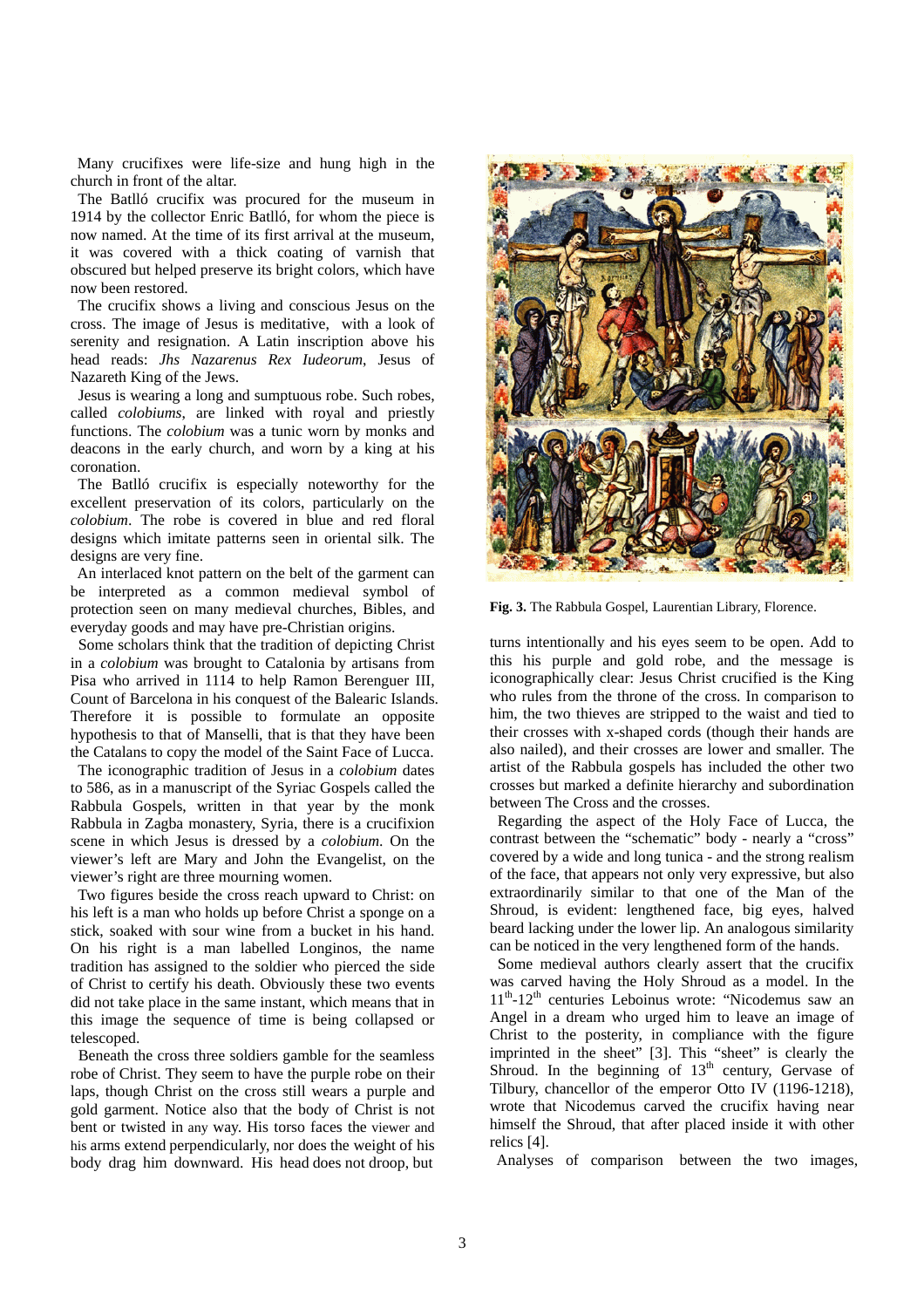Many crucifixes were life-size and hung high in the church in front of the altar.

The Batlló crucifix was procured for the museum in 1914 by the collector Enric Batlló, for whom the piece is now named. At the time of its first arrival at the museum, it was covered with a thick coating of varnish that obscured but helped preserve its bright colors, which have now been restored.

The crucifix shows a living and conscious Jesus on the cross. The image of Jesus is meditative, with a look of serenity and resignation. A Latin inscription above his head reads: *Jhs Nazarenus Rex Iudeorum*, Jesus of Nazareth King of the Jews.

Jesus is wearing a long and sumptuous robe. Such robes, called *colobiums*, are linked with royal and priestly functions. The *colobium* was a tunic worn by monks and deacons in the early church, and worn by a king at his coronation.

The Batlló crucifix is especially noteworthy for the excellent preservation of its colors, particularly on the *colobium*. The robe is covered in blue and red floral designs which imitate patterns seen in oriental silk. The designs are very fine.

An interlaced knot pattern on the belt of the garment can be interpreted as a common medieval symbol of protection seen on many medieval churches, Bibles, and everyday goods and may have pre-Christian origins.

Some scholars think that the tradition of depicting Christ in a *colobium* was brought to Catalonia by artisans from Pisa who arrived in 1114 to help Ramon Berenguer III, Count of Barcelona in his conquest of the Balearic Islands. Therefore it is possible to formulate an opposite hypothesis to that of Manselli, that is that they have been the Catalans to copy the model of the Saint Face of Lucca.

The iconographic tradition of Jesus in a *colobium* dates to 586, as in a manuscript of the Syriac Gospels called the Rabbula Gospels, written in that year by the monk Rabbula in Zagba monastery, Syria, there is a crucifixion scene in which Jesus is dressed by a *colobium*. On the viewer's left are Mary and John the Evangelist, on the viewer's right are three mourning women.

Two figures beside the cross reach upward to Christ: on his left is a man who holds up before Christ a sponge on a stick, soaked with sour wine from a bucket in his hand. On his right is a man labelled Longinos, the name tradition has assigned to the soldier who pierced the side of Christ to certify his death. Obviously these two events did not take place in the same instant, which means that in this image the sequence of time is being collapsed or telescoped.

Beneath the cross three soldiers gamble for the seamless robe of Christ. They seem to have the purple robe on their laps, though Christ on the cross still wears a purple and gold garment. Notice also that the body of Christ is not bent or twisted in any way. His torso faces the viewer and his arms extend perpendicularly, nor does the weight of his body drag him downward. His head does not droop, but turns intentionally and his eyes seem to be open. Add to this his purple and gold robe, and the message is iconographically clear: Jesus Christ crucified is the King who rules from the throne of the cross. In comparison to him, the two thieves are stripped to the waist and tied to their crosses with x-shaped cords (though their hands are also nailed), and their crosses are lower and smaller. The artist of the Rabbula gospels has included the other two crosses but marked a definite hierarchy and subordination between The Cross and the crosses.

**Fig. 3.** The Rabbula Gospel, Laurentian Library, Florence.

Regarding the aspect of the Holy Face of Lucca, the contrast between the "schematic" body - nearly a "cross" covered by a wide and long tunica - and the strong realism of the face, that appears not only very expressive, but also extraordinarily similar to that one of the Man of the Shroud, is evident: lengthened face, big eyes, halved beard lacking under the lower lip. An analogous similarity can be noticed in the very lengthened form of the hands.

Some medieval authors clearly assert that the crucifix was carved having the Holy Shroud as a model. In the 11th-12th centuries Leboinus wrote: "Nicodemus saw an Angel in a dream who urged him to leave an image of Christ to the posterity, in compliance with the figure imprinted in the sheet" [3]. This "sheet" is clearly the Shroud. In the beginning of 13th century, Gervase of Tilbury, chancellor of the emperor Otto IV (1196-1218), wrote that Nicodemus carved the crucifix having near himself the Shroud, that after placed inside it with other relics [4].

Analyses of comparison between the two images,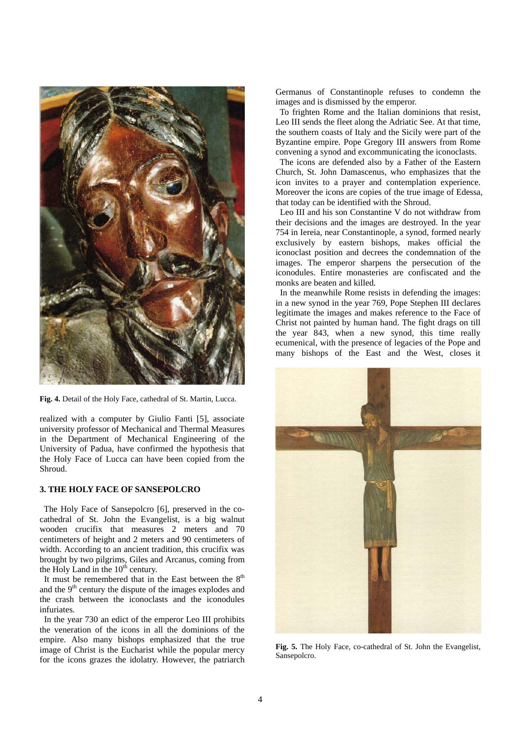Fig. 4. Detail of the Holy Face, cathedral of St. Martin, Lucca.

realized with a computer by Giulio Fanti [5], associate university professor of Mechanical and Thermal Measures in the Department of Mechanical Engineering of the University of Padua, have confirmed the hypothesis that the Holy Face of Lucca can have been copied from the Shroud.

### 3. THE HOLY FACE OF SANSEPOLCRO

The Holy Face of Sansepolcro [6], preserved in the co-cathedral of St. John the Evangelist, is a big walnut wooden crucifix that measures 2 meters and 70 centimeters of height and 2 meters and 90 centimeters of width. According to an ancient tradition, this crucifix was brought by two pilgrims, Giles and Arcanus, coming from the Holy Land in the 10th century.

It must be remembered that in the East between the 8th and the 9th century the dispute of the images explodes and the crash between the iconoclasts and the iconodules infuriates.

In the year 730 an edict of the emperor Leo III prohibits the veneration of the icons in all the dominions of the empire. Also many bishops emphasized that the true image of Christ is the Eucharist while the popular mercy for the icons grazes the idolatry. However, the patriarch Germanus of Constantinople refuses to condemn the images and is dismissed by the emperor.

To frighten Rome and the Italian dominions that resist, Leo III sends the fleet along the Adriatic See. At that time, the southern coasts of Italy and the Sicily were part of the Byzantine empire. Pope Gregory III answers from Rome convening a synod and excommunicating the iconoclasts.

The icons are defended also by a Father of the Eastern Church, St. John Damascenus, who emphasizes that the icon invites to a prayer and contemplation experience. Moreover the icons are copies of the true image of Edessa, that today can be identified with the Shroud.

Leo III and his son Constantine V do not withdraw from their decisions and the images are destroyed. In the year 754 in Iereia, near Constantinople, a synod, formed nearly exclusively by eastern bishops, makes official the iconoclast position and decrees the condemnation of the images. The emperor sharpens the persecution of the iconodules. Entire monasteries are confiscated and the monks are beaten and killed.

In the meanwhile Rome resists in defending the images: in a new synod in the year 769, Pope Stephen III declares legitimate the images and makes reference to the Face of Christ not painted by human hand. The fight drags on till the year 843, when a new synod, this time really ecumenical, with the presence of legacies of the Pope and many bishops of the East and the West, closes it

Fig. 5. The Holy Face, co-cathedral of St. John the Evangelist, Sansepolcro.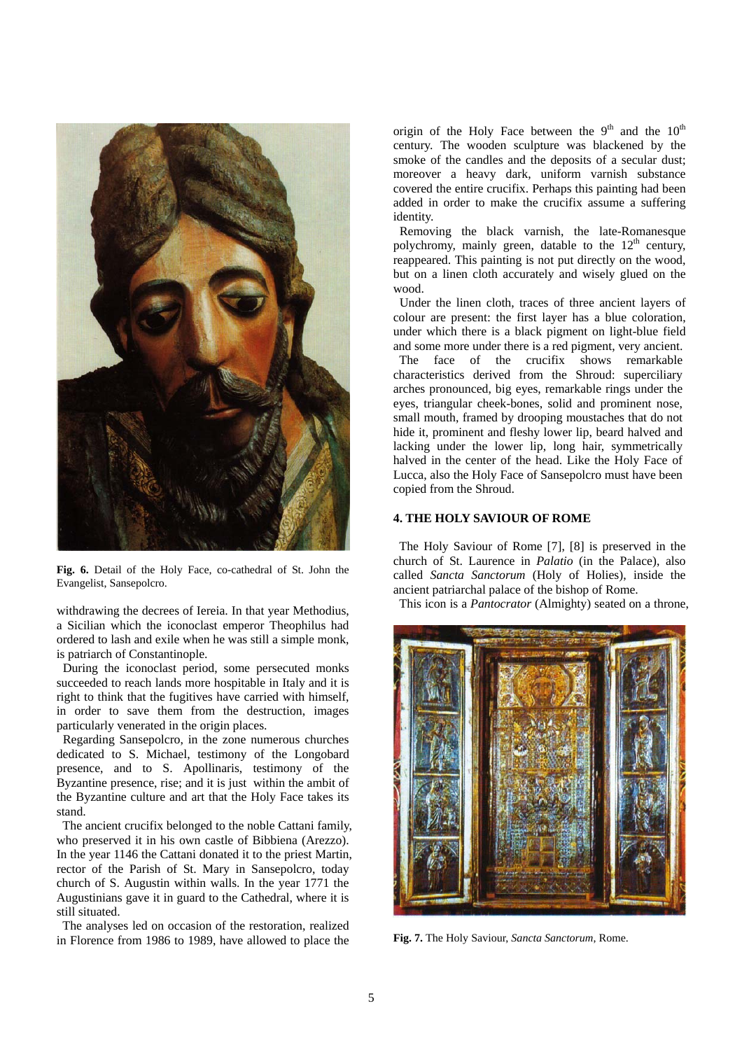Fig. 6. Detail of the Holy Face, co-cathedral of St. John the Evangelist, Sansepolcro.

withdrawing the decrees of Iereia. In that year Methodius, a Sicilian which the iconoclast emperor Theophilus had ordered to lash and exile when he was still a simple monk, is patriarch of Constantinople.

During the iconoclast period, some persecuted monks succeeded to reach lands more hospitable in Italy and it is right to think that the fugitives have carried with himself, in order to save them from the destruction, images particularly venerated in the origin places.

Regarding Sansepolcro, in the zone numerous churches dedicated to S. Michael, testimony of the Longobard presence, and to S. Apollinaris, testimony of the Byzantine presence, rise; and it is just within the ambit of the Byzantine culture and art that the Holy Face takes its stand.

The ancient crucifix belonged to the noble Cattani family, who preserved it in his own castle of Bibbiena (Arezzo). In the year 1146 the Cattani donated it to the priest Martin, rector of the Parish of St. Mary in Sansepolcro, today church of S. Augustin within walls. In the year 1771 the Augustinians gave it in guard to the Cathedral, where it is still situated.

The analyses led on occasion of the restoration, realized in Florence from 1986 to 1989, have allowed to place the origin of the Holy Face between the 9th and the 10th century. The wooden sculpture was blackened by the smoke of the candles and the deposits of a secular dust; moreover a heavy dark, uniform varnish substance covered the entire crucifix. Perhaps this painting had been added in order to make the crucifix assume a suffering identity.

Removing the black varnish, the late-Romanesque polychromy, mainly green, datable to the 12th century, reappeared. This painting is not put directly on the wood, but on a linen cloth accurately and wisely glued on the wood.

Under the linen cloth, traces of three ancient layers of colour are present: the first layer has a blue coloration, under which there is a black pigment on light-blue field and some more under there is a red pigment, very ancient.

The face of the crucifix shows remarkable characteristics derived from the Shroud: superciliary arches pronounced, big eyes, remarkable rings under the eyes, triangular cheek-bones, solid and prominent nose, small mouth, framed by drooping moustaches that do not hide it, prominent and fleshy lower lip, beard halved and lacking under the lower lip, long hair, symmetrically halved in the center of the head. Like the Holy Face of Lucca, also the Holy Face of Sansepolcro must have been copied from the Shroud.

## 4. THE HOLY SAVIOUR OF ROME

The Holy Saviour of Rome [7], [8] is preserved in the church of St. Laurence in *Palatio* (in the Palace), also called *Sancta Sanctorum* (Holy of Holies), inside the ancient patriarchal palace of the bishop of Rome.

This icon is a *Pantocrator* (Almighty) seated on a throne,

Fig. 7. The Holy Saviour, *Sancta Sanctorum*, Rome.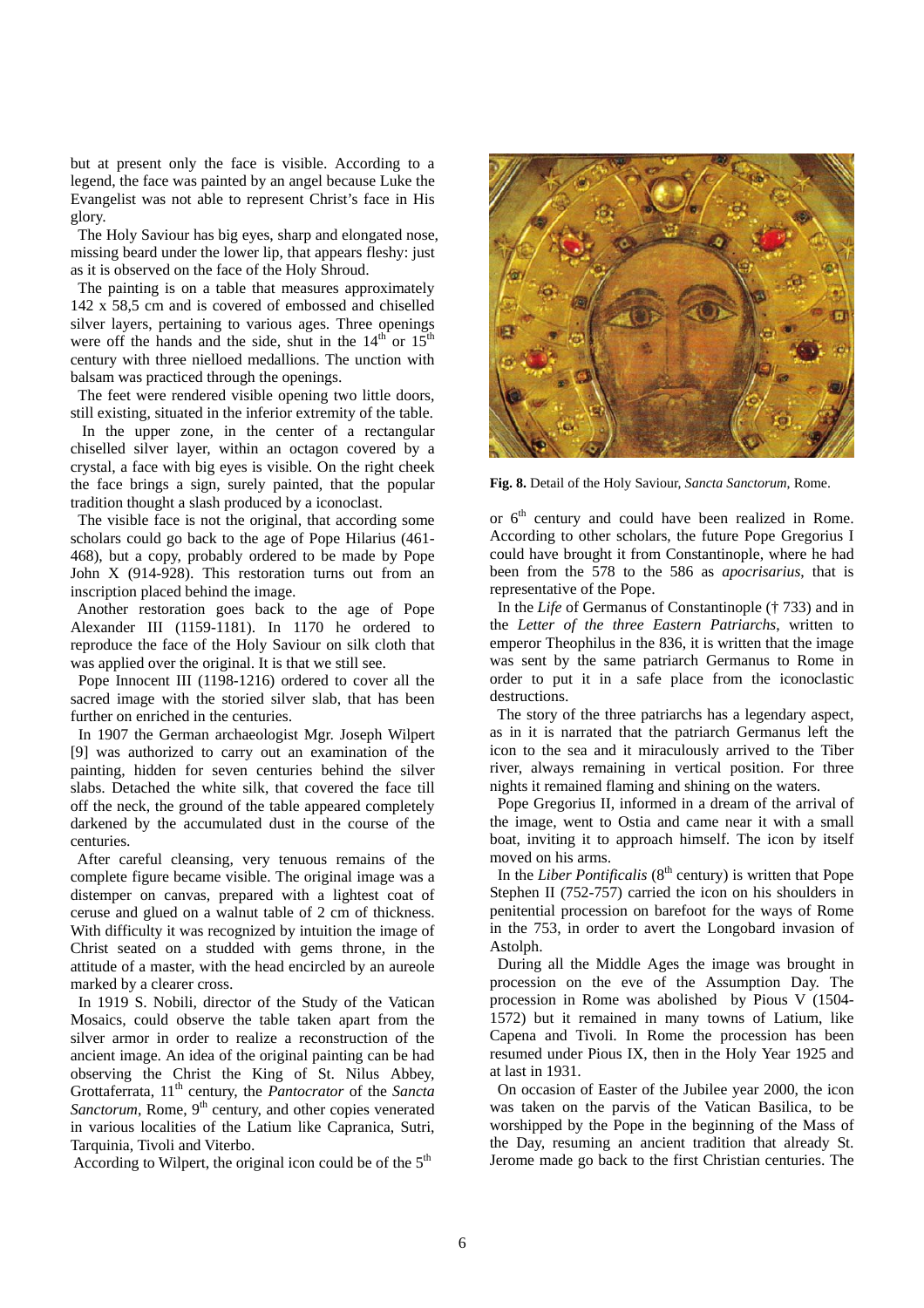but at present only the face is visible. According to a legend, the face was painted by an angel because Luke the Evangelist was not able to represent Christ's face in His glory.

The Holy Saviour has big eyes, sharp and elongated nose, missing beard under the lower lip, that appears fleshy: just as it is observed on the face of the Holy Shroud.

The painting is on a table that measures approximately 142 x 58,5 cm and is covered of embossed and chiselled silver layers, pertaining to various ages. Three openings were off the hands and the side, shut in the 14th or 15th century with three nielloed medallions. The unction with balsam was practiced through the openings.

The feet were rendered visible opening two little doors, still existing, situated in the inferior extremity of the table.

In the upper zone, in the center of a rectangular chiselled silver layer, within an octagon covered by a crystal, a face with big eyes is visible. On the right cheek the face brings a sign, surely painted, that the popular tradition thought a slash produced by a iconoclast.

The visible face is not the original, that according some scholars could go back to the age of Pope Hilarius (461-468), but a copy, probably ordered to be made by Pope John X (914-928). This restoration turns out from an inscription placed behind the image.

Another restoration goes back to the age of Pope Alexander III (1159-1181). In 1170 he ordered to reproduce the face of the Holy Saviour on silk cloth that was applied over the original. It is that we still see.

Pope Innocent III (1198-1216) ordered to cover all the sacred image with the storied silver slab, that has been further on enriched in the centuries.

In 1907 the German archaeologist Mgr. Joseph Wilpert [9] was authorized to carry out an examination of the painting, hidden for seven centuries behind the silver slabs. Detached the white silk, that covered the face till off the neck, the ground of the table appeared completely darkened by the accumulated dust in the course of the centuries.

After careful cleansing, very tenuous remains of the complete figure became visible. The original image was a distemper on canvas, prepared with a lightest coat of ceruse and glued on a walnut table of 2 cm of thickness. With difficulty it was recognized by intuition the image of Christ seated on a studded with gems throne, in the attitude of a master, with the head encircled by an aureole marked by a clearer cross.

In 1919 S. Nobili, director of the Study of the Vatican Mosaics, could observe the table taken apart from the silver armor in order to realize a reconstruction of the ancient image. An idea of the original painting can be had observing the Christ the King of St. Nilus Abbey, Grottaferrata, 11th century, the *Pantocrator* of the *Sancta Sanctorum*, Rome, 9th century, and other copies venerated in various localities of the Latium like Capranica, Sutri, Tarquinia, Tivoli and Viterbo.

According to Wilpert, the original icon could be of the 5th or 6th century and could have been realized in Rome. According to other scholars, the future Pope Gregorius I could have brought it from Constantinople, where he had been from the 578 to the 586 as *apocrisarius*, that is representative of the Pope.

**Fig. 8.** Detail of the Holy Saviour, *Sancta Sanctorum*, Rome.

In the *Life* of Germanus of Constantinople († 733) and in the *Letter of the three Eastern Patriarchs*, written to emperor Theophilus in the 836, it is written that the image was sent by the same patriarch Germanus to Rome in order to put it in a safe place from the iconoclastic destructions.

The story of the three patriarchs has a legendary aspect, as in it is narrated that the patriarch Germanus left the icon to the sea and it miraculously arrived to the Tiber river, always remaining in vertical position. For three nights it remained flaming and shining on the waters.

Pope Gregorius II, informed in a dream of the arrival of the image, went to Ostia and came near it with a small boat, inviting it to approach himself. The icon by itself moved on his arms.

In the *Liber Pontificalis* (8th century) is written that Pope Stephen II (752-757) carried the icon on his shoulders in penitential procession on barefoot for the ways of Rome in the 753, in order to avert the Longobard invasion of Astolph.

During all the Middle Ages the image was brought in procession on the eve of the Assumption Day. The procession in Rome was abolished by Pious V (1504-1572) but it remained in many towns of Latium, like Capena and Tivoli. In Rome the procession has been resumed under Pious IX, then in the Holy Year 1925 and at last in 1931.

On occasion of Easter of the Jubilee year 2000, the icon was taken on the parvis of the Vatican Basilica, to be worshipped by the Pope in the beginning of the Mass of the Day, resuming an ancient tradition that already St. Jerome made go back to the first Christian centuries. The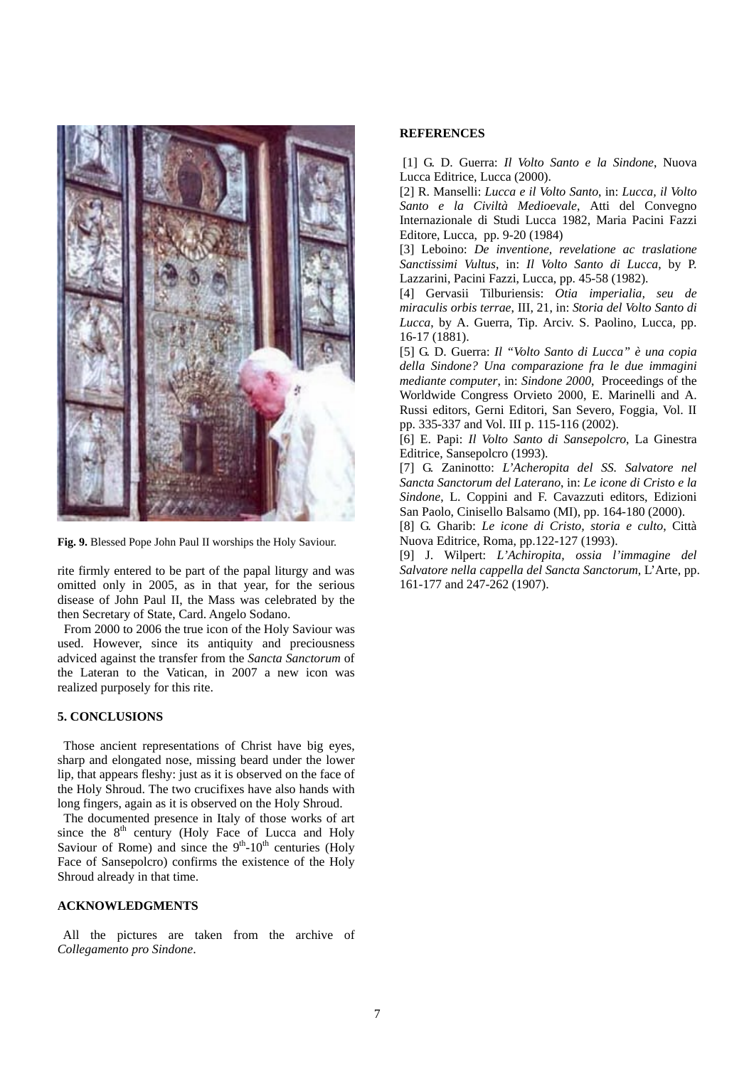Fig. 9. Blessed Pope John Paul II worships the Holy Saviour.

rite firmly entered to be part of the papal liturgy and was omitted only in 2005, as in that year, for the serious disease of John Paul II, the Mass was celebrated by the then Secretary of State, Card. Angelo Sodano.

From 2000 to 2006 the true icon of the Holy Saviour was used. However, since its antiquity and preciousness adviced against the transfer from the *Sancta Sanctorum* of the Lateran to the Vatican, in 2007 a new icon was realized purposely for this rite.

## 5. CONCLUSIONS

Those ancient representations of Christ have big eyes, sharp and elongated nose, missing beard under the lower lip, that appears fleshy: just as it is observed on the face of the Holy Shroud. The two crucifixes have also hands with long fingers, again as it is observed on the Holy Shroud.

The documented presence in Italy of those works of art since the 8th century (Holy Face of Lucca and Holy Saviour of Rome) and since the 9th-10th centuries (Holy Face of Sansepolcro) confirms the existence of the Holy Shroud already in that time.

## ACKNOWLEDGMENTS

All the pictures are taken from the archive of *Collegamento pro Sindone*.

## REFERENCES

[1] G. D. Guerra: *Il Volto Santo e la Sindone*, Nuova Lucca Editrice, Lucca (2000).

[2] R. Manselli: *Lucca e il Volto Santo*, in: *Lucca, il Volto Santo e la Civiltà Medioevale*, Atti del Convegno Internazionale di Studi Lucca 1982, Maria Pacini Fazzi Editore, Lucca, pp. 9-20 (1984)

[3] Leboino: *De inventione, revelatione ac traslatione Sanctissimi Vultus*, in: *Il Volto Santo di Lucca*, by P. Lazzarini, Pacini Fazzi, Lucca, pp. 45-58 (1982).

[4] Gervasii Tilburiensis: *Otia imperialia, seu de miraculis orbis terrae*, III, 21, in: *Storia del Volto Santo di Lucca*, by A. Guerra, Tip. Arciv. S. Paolino, Lucca, pp. 16-17 (1881).

[5] G. D. Guerra: *Il "Volto Santo di Lucca" è una copia della Sindone? Una comparazione fra le due immagini mediante computer*, in: *Sindone 2000*, Proceedings of the Worldwide Congress Orvieto 2000, E. Marinelli and A. Russi editors, Gerni Editori, San Severo, Foggia, Vol. II pp. 335-337 and Vol. III p. 115-116 (2002).

[6] E. Papi: *Il Volto Santo di Sansepolcro*, La Ginestra Editrice, Sansepolcro (1993).

[7] G. Zaninotto: *L'Acheropita del SS. Salvatore nel Sancta Sanctorum del Laterano*, in: *Le icone di Cristo e la Sindone*, L. Coppini and F. Cavazzuti editors, Edizioni San Paolo, Cinisello Balsamo (MI), pp. 164-180 (2000).

[8] G. Gharib: *Le icone di Cristo, storia e culto*, Città Nuova Editrice, Roma, pp.122-127 (1993).

[9] J. Wilpert: *L'Achiropita, ossia l'immagine del Salvatore nella cappella del Sancta Sanctorum*, L'Arte, pp. 161-177 and 247-262 (1907).